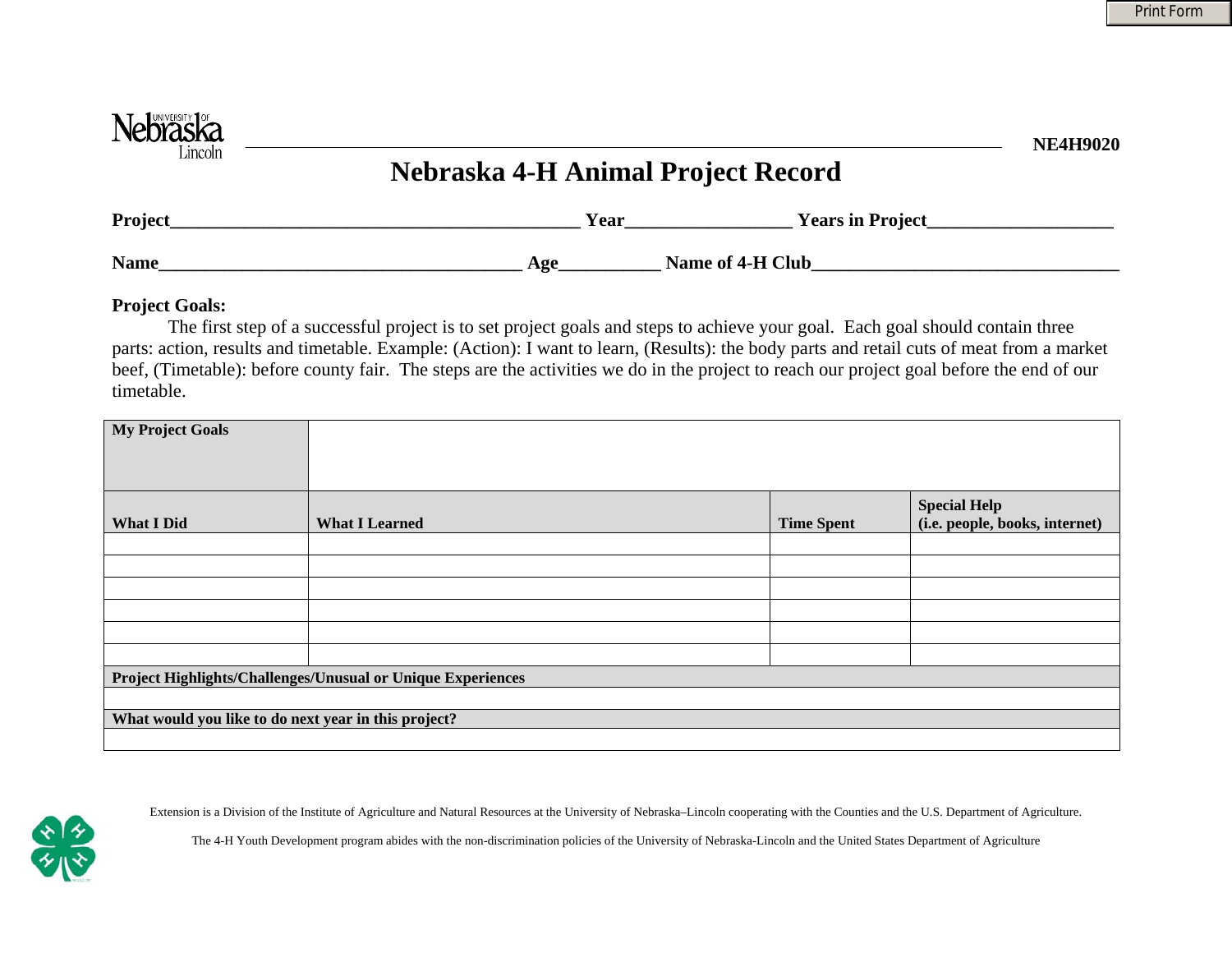NE4H9020

# Nebraska 4-H Animal Project Record

**Project**_____________________________________________ **Year**_________________ **Years in Project**___________________

**Name**________________________________________ **Age**___________ **Name of 4-H Club**_________________________________

**Project Goals:**

The first step of a successful project is to set project goals and steps to achieve your goal. Each goal should contain three parts: action, results and timetable. Example: (Action): I want to learn, (Results): the body parts and retail cuts of meat from a market beef, (Timetable): before county fair. The steps are the activities we do in the project to reach our project goal before the end of our timetable.

| **My Project Goals** | | | |
|---|---|---|---|
| **What I Did** | **What I Learned** | **Time Spent** | **Special Help (i.e. people, books, internet)** |
| | | | |
| | | | |
| | | | |
| | | | |
| | | | |
| | | | |
| **Project Highlights/Challenges/Unusual or Unique Experiences** | | | |
| | | | |
| **What would you like to do next year in this project?** | | | |
| | | | |

Extension is a Division of the Institute of Agriculture and Natural Resources at the University of Nebraska–Lincoln cooperating with the Counties and the U.S. Department of Agriculture.

The 4-H Youth Development program abides with the non-discrimination policies of the University of Nebraska-Lincoln and the United States Department of Agriculture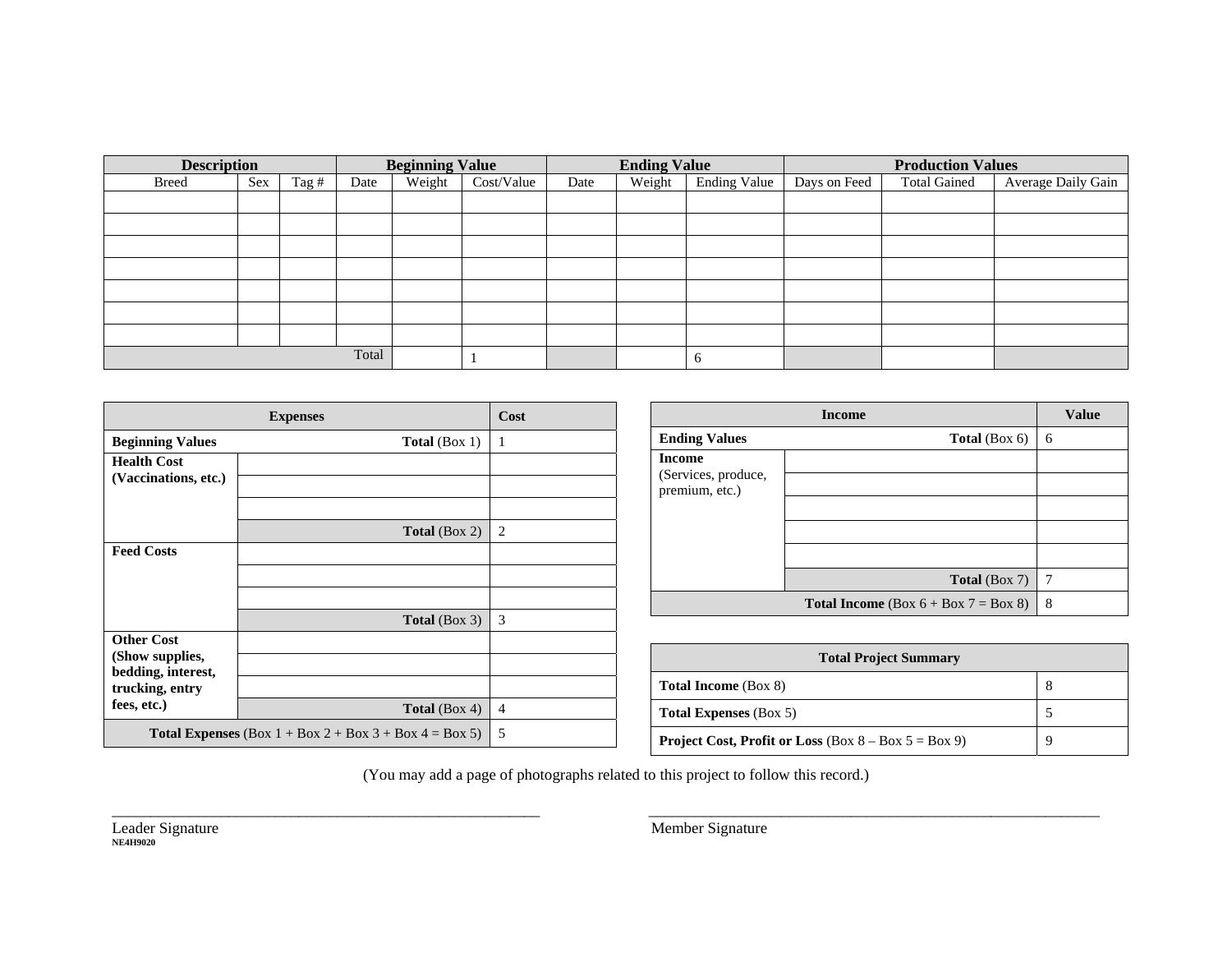| Description | | | Beginning Value | | | Ending Value | | | Production Values | | |
|---|---|---|---|---|---|---|---|---|---|---|---|
| Breed | Sex | Tag # | Date | Weight | Cost/Value | Date | Weight | Ending Value | Days on Feed | Total Gained | Average Daily Gain |
| | | | | | | | | | | | |
| | | | | | | | | | | | |
| | | | | | | | | | | | |
| | | | | | | | | | | | |
| | | | | | | | | | | | |
| | | | | | | | | | | | |
| | | | | | | | | | | | |
| | | | Total | | 1 | | | 6 | | | |

| Expenses | | Cost |
|---|---|---|
| **Beginning Values** | **Total** (Box 1) | 1 |
| **Health Cost (Vaccinations, etc.)** | | |
| | | |
| | | |
| | **Total** (Box 2) | 2 |
| **Feed Costs** | | |
| | | |
| | | |
| | **Total** (Box 3) | 3 |
| **Other Cost (Show supplies, bedding, interest, trucking, entry fees, etc.)** | | |
| | | |
| | | |
| | **Total** (Box 4) | 4 |
| **Total Expenses** (Box 1 + Box 2 + Box 3 + Box 4 = Box 5) | | 5 |

| Income | | Value |
|---|---|---|
| **Ending Values** | **Total** (Box 6) | 6 |
| **Income** (Services, produce, premium, etc.) | | |
| | | |
| | | |
| | | |
| | | |
| | **Total** (Box 7) | 7 |
| **Total Income** (Box 6 + Box 7 = Box 8) | | 8 |

| Total Project Summary | |
|---|---|
| **Total Income** (Box 8) | 8 |
| **Total Expenses** (Box 5) | 5 |
| **Project Cost, Profit or Loss** (Box 8 – Box 5 = Box 9) | 9 |

(You may add a page of photographs related to this project to follow this record.)

\_\_\_\_\_\_\_\_\_\_\_\_\_\_\_\_\_\_\_\_\_\_\_\_\_\_\_\_\_\_\_\_\_\_\_\_\_\_\_\_\_\_\_\_\_\_\_\_\_\_\_\_\_\_\_\_\_\_

Leader Signature

\_\_\_\_\_\_\_\_\_\_\_\_\_\_\_\_\_\_\_\_\_\_\_\_\_\_\_\_\_\_\_\_\_\_\_\_\_\_\_\_\_\_\_\_\_\_\_\_\_\_\_\_\_\_\_\_\_\_

Member Signature

**NE4H9020**